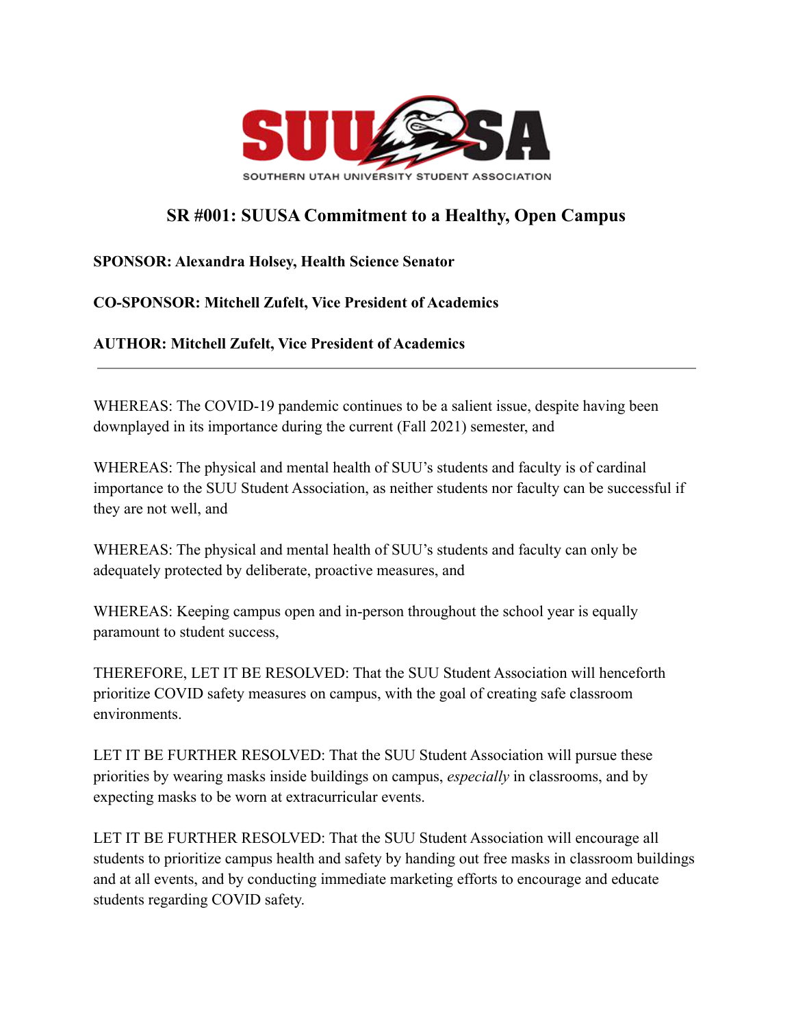SOUTHERN UTAH UNIVERSITY STUDENT ASSOCIATION

# SR #001: SUUSA Commitment to a Healthy, Open Campus

**SPONSOR: Alexandra Holsey, Health Science Senator**

**CO-SPONSOR: Mitchell Zufelt, Vice President of Academics**

**AUTHOR: Mitchell Zufelt, Vice President of Academics**

---

WHEREAS: The COVID-19 pandemic continues to be a salient issue, despite having been downplayed in its importance during the current (Fall 2021) semester, and

WHEREAS: The physical and mental health of SUU's students and faculty is of cardinal importance to the SUU Student Association, as neither students nor faculty can be successful if they are not well, and

WHEREAS: The physical and mental health of SUU's students and faculty can only be adequately protected by deliberate, proactive measures, and

WHEREAS: Keeping campus open and in-person throughout the school year is equally paramount to student success,

THEREFORE, LET IT BE RESOLVED: That the SUU Student Association will henceforth prioritize COVID safety measures on campus, with the goal of creating safe classroom environments.

LET IT BE FURTHER RESOLVED: That the SUU Student Association will pursue these priorities by wearing masks inside buildings on campus, *especially* in classrooms, and by expecting masks to be worn at extracurricular events.

LET IT BE FURTHER RESOLVED: That the SUU Student Association will encourage all students to prioritize campus health and safety by handing out free masks in classroom buildings and at all events, and by conducting immediate marketing efforts to encourage and educate students regarding COVID safety.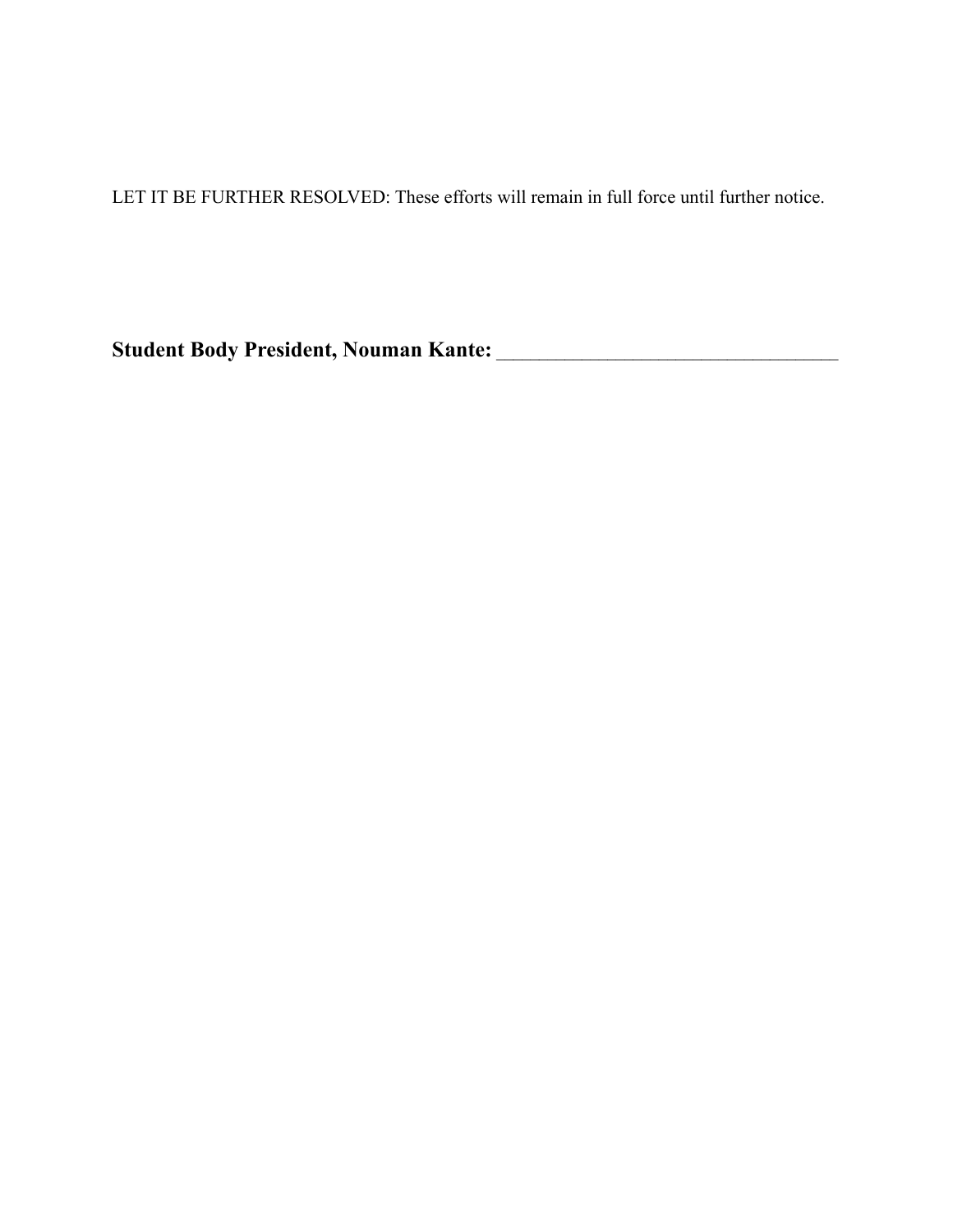LET IT BE FURTHER RESOLVED: These efforts will remain in full force until further notice.

**Student Body President, Nouman Kante:** ___________________________________